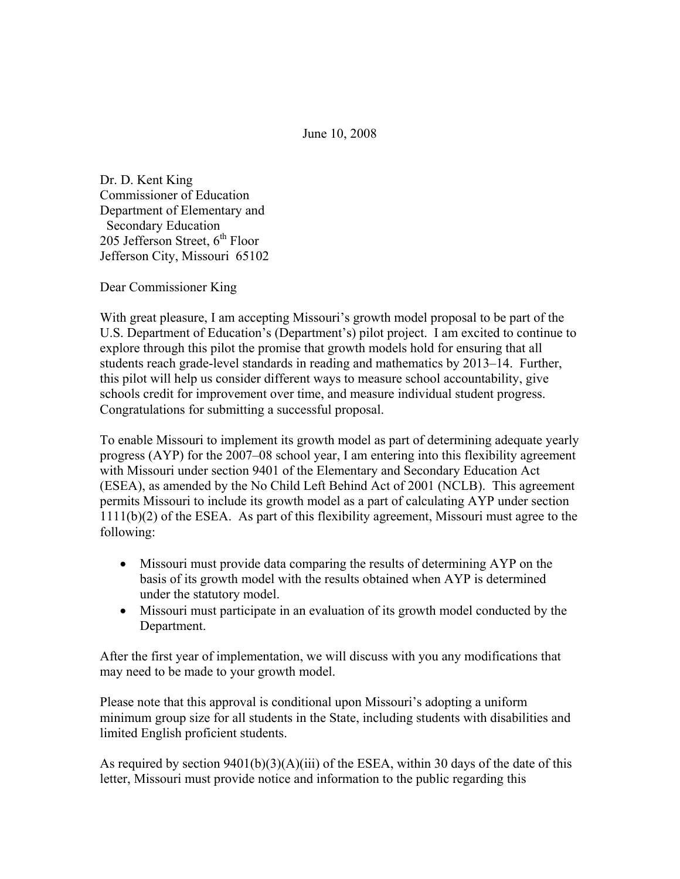June 10, 2008

Dr. D. Kent King
Commissioner of Education
Department of Elementary and
  Secondary Education
205 Jefferson Street, 6th Floor
Jefferson City, Missouri  65102

Dear Commissioner King

With great pleasure, I am accepting Missouri's growth model proposal to be part of the U.S. Department of Education's (Department's) pilot project. I am excited to continue to explore through this pilot the promise that growth models hold for ensuring that all students reach grade-level standards in reading and mathematics by 2013–14. Further, this pilot will help us consider different ways to measure school accountability, give schools credit for improvement over time, and measure individual student progress. Congratulations for submitting a successful proposal.

To enable Missouri to implement its growth model as part of determining adequate yearly progress (AYP) for the 2007–08 school year, I am entering into this flexibility agreement with Missouri under section 9401 of the Elementary and Secondary Education Act (ESEA), as amended by the No Child Left Behind Act of 2001 (NCLB). This agreement permits Missouri to include its growth model as a part of calculating AYP under section 1111(b)(2) of the ESEA. As part of this flexibility agreement, Missouri must agree to the following:

- Missouri must provide data comparing the results of determining AYP on the basis of its growth model with the results obtained when AYP is determined under the statutory model.
- Missouri must participate in an evaluation of its growth model conducted by the Department.

After the first year of implementation, we will discuss with you any modifications that may need to be made to your growth model.

Please note that this approval is conditional upon Missouri's adopting a uniform minimum group size for all students in the State, including students with disabilities and limited English proficient students.

As required by section 9401(b)(3)(A)(iii) of the ESEA, within 30 days of the date of this letter, Missouri must provide notice and information to the public regarding this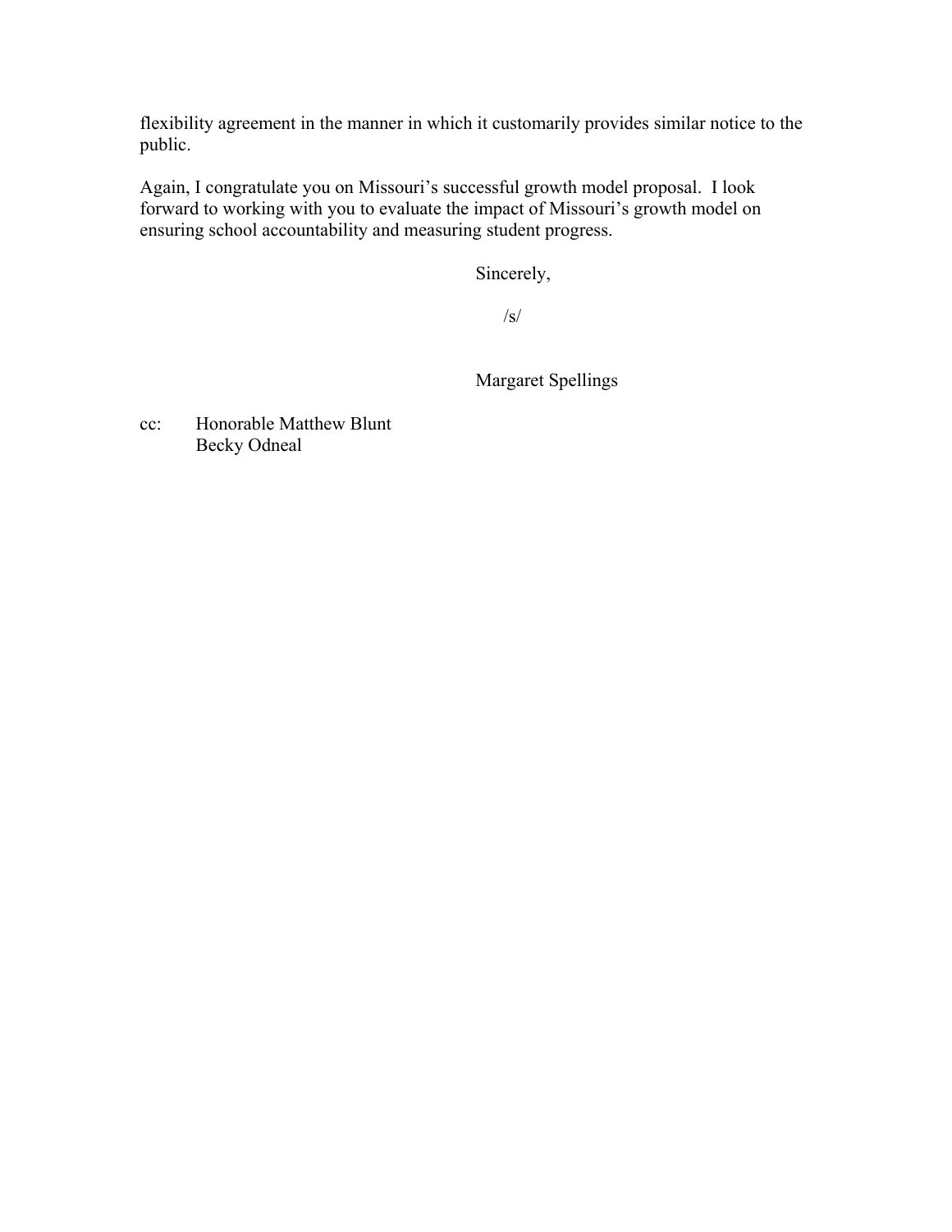flexibility agreement in the manner in which it customarily provides similar notice to the public.

Again, I congratulate you on Missouri's successful growth model proposal. I look forward to working with you to evaluate the impact of Missouri's growth model on ensuring school accountability and measuring student progress.

Sincerely,

/s/

Margaret Spellings

cc: Honorable Matthew Blunt
Becky Odneal